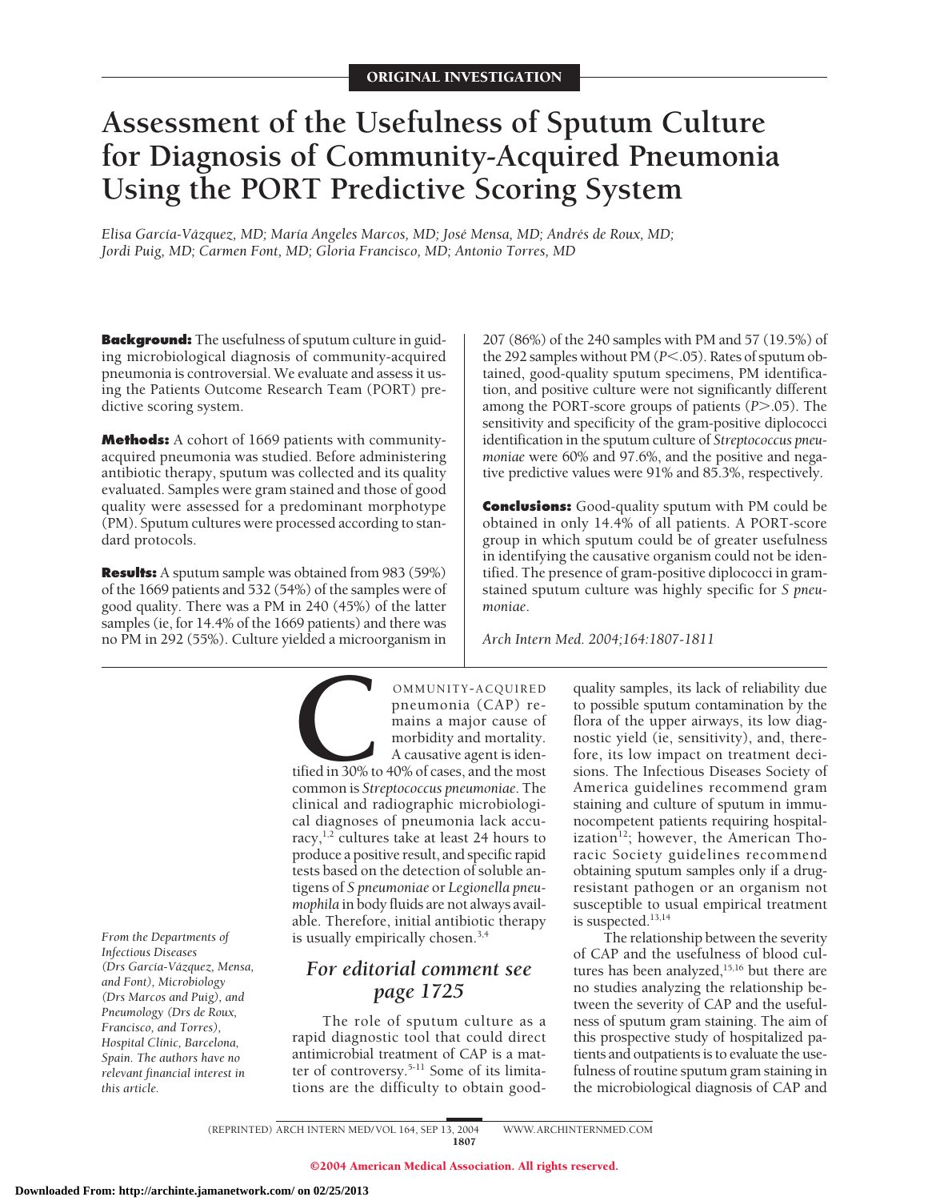ORIGINAL INVESTIGATION

# Assessment of the Usefulness of Sputum Culture for Diagnosis of Community-Acquired Pneumonia Using the PORT Predictive Scoring System

*Elisa García-Vázquez, MD; María Angeles Marcos, MD; José Mensa, MD; Andrés de Roux, MD; Jordi Puig, MD; Carmen Font, MD; Gloria Francisco, MD; Antonio Torres, MD*

**Background:** The usefulness of sputum culture in guiding microbiological diagnosis of community-acquired pneumonia is controversial. We evaluate and assess it using the Patients Outcome Research Team (PORT) predictive scoring system.

**Methods:** A cohort of 1669 patients with community-acquired pneumonia was studied. Before administering antibiotic therapy, sputum was collected and its quality evaluated. Samples were gram stained and those of good quality were assessed for a predominant morphotype (PM). Sputum cultures were processed according to standard protocols.

**Results:** A sputum sample was obtained from 983 (59%) of the 1669 patients and 532 (54%) of the samples were of good quality. There was a PM in 240 (45%) of the latter samples (ie, for 14.4% of the 1669 patients) and there was no PM in 292 (55%). Culture yielded a microorganism in 207 (86%) of the 240 samples with PM and 57 (19.5%) of the 292 samples without PM ($P<.05$). Rates of sputum obtained, good-quality sputum specimens, PM identification, and positive culture were not significantly different among the PORT-score groups of patients ($P>.05$). The sensitivity and specificity of the gram-positive diplococci identification in the sputum culture of *Streptococcus pneumoniae* were 60% and 97.6%, and the positive and negative predictive values were 91% and 85.3%, respectively.

**Conclusions:** Good-quality sputum with PM could be obtained in only 14.4% of all patients. A PORT-score group in which sputum could be of greater usefulness in identifying the causative organism could not be identified. The presence of gram-positive diplococci in gram-stained sputum culture was highly specific for *S pneumoniae*.

*Arch Intern Med. 2004;164:1807-1811*

COMMUNITY-ACQUIRED pneumonia (CAP) remains a major cause of morbidity and mortality. A causative agent is identified in 30% to 40% of cases, and the most common is *Streptococcus pneumoniae*. The clinical and radiographic microbiological diagnoses of pneumonia lack accuracy,[1,2] cultures take at least 24 hours to produce a positive result, and specific rapid tests based on the detection of soluble antigens of *S pneumoniae* or *Legionella pneumophila* in body fluids are not always available. Therefore, initial antibiotic therapy is usually empirically chosen.[3,4]

*For editorial comment see page 1725*

The role of sputum culture as a rapid diagnostic tool that could direct antimicrobial treatment of CAP is a matter of controversy.[5-11] Some of its limitations are the difficulty to obtain good-quality samples, its lack of reliability due to possible sputum contamination by the flora of the upper airways, its low diagnostic yield (ie, sensitivity), and, therefore, its low impact on treatment decisions. The Infectious Diseases Society of America guidelines recommend gram staining and culture of sputum in immunocompetent patients requiring hospitalization[12]; however, the American Thoracic Society guidelines recommend obtaining sputum samples only if a drug-resistant pathogen or an organism not susceptible to usual empirical treatment is suspected.[13,14]

The relationship between the severity of CAP and the usefulness of blood cultures has been analyzed,[15,16] but there are no studies analyzing the relationship between the severity of CAP and the usefulness of sputum gram staining. The aim of this prospective study of hospitalized patients and outpatients is to evaluate the usefulness of routine sputum gram staining in the microbiological diagnosis of CAP and

*From the Departments of Infectious Diseases (Drs García-Vázquez, Mensa, and Font), Microbiology (Drs Marcos and Puig), and Pneumology (Drs de Roux, Francisco, and Torres), Hospital Clínic, Barcelona, Spain. The authors have no relevant financial interest in this article.*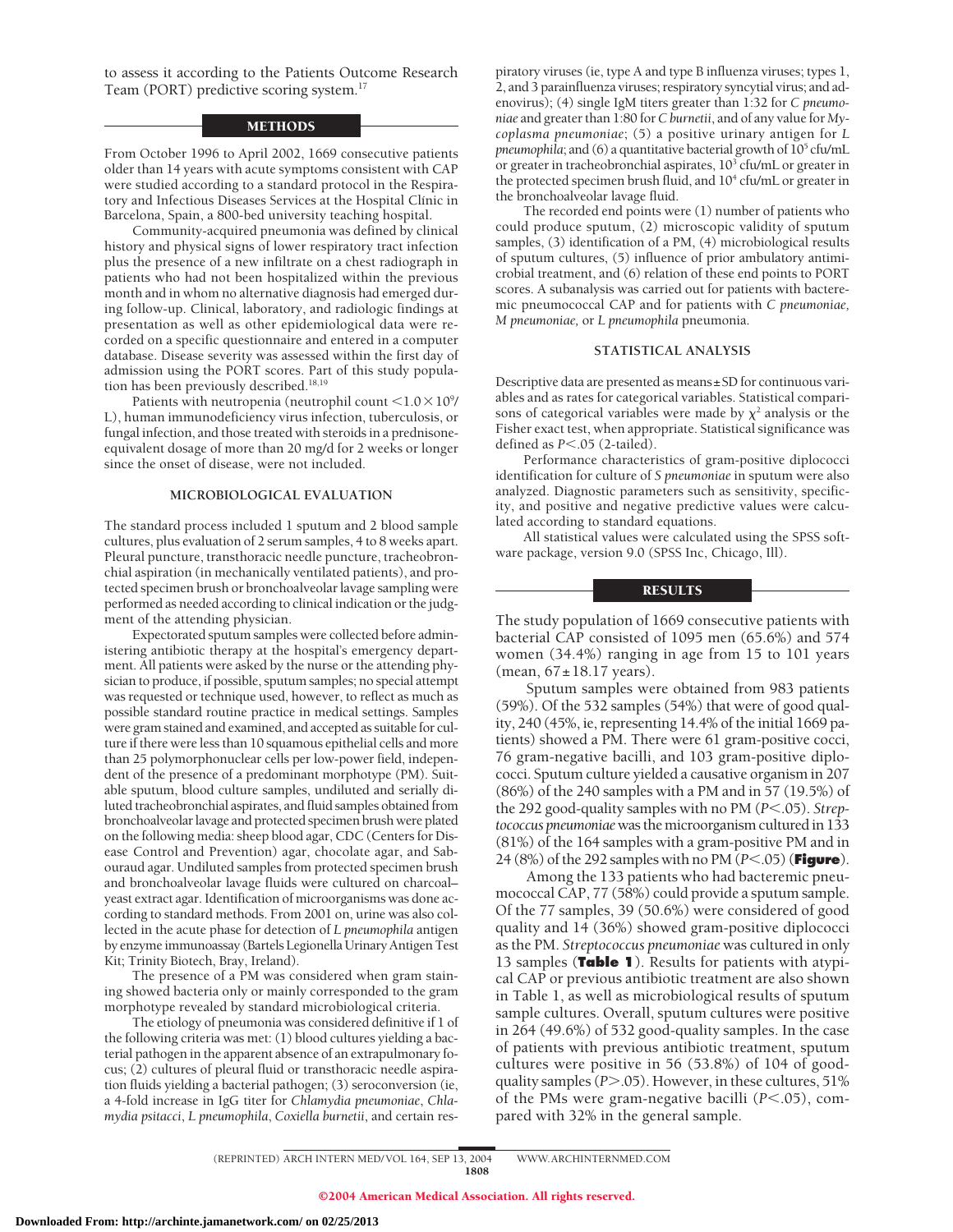to assess it according to the Patients Outcome Research Team (PORT) predictive scoring system.[17]

## METHODS

From October 1996 to April 2002, 1669 consecutive patients older than 14 years with acute symptoms consistent with CAP were studied according to a standard protocol in the Respiratory and Infectious Diseases Services at the Hospital Clínic in Barcelona, Spain, a 800-bed university teaching hospital.

Community-acquired pneumonia was defined by clinical history and physical signs of lower respiratory tract infection plus the presence of a new infiltrate on a chest radiograph in patients who had not been hospitalized within the previous month and in whom no alternative diagnosis had emerged during follow-up. Clinical, laboratory, and radiologic findings at presentation as well as other epidemiological data were recorded on a specific questionnaire and entered in a computer database. Disease severity was assessed within the first day of admission using the PORT scores. Part of this study population has been previously described.[18,19]

Patients with neutropenia (neutrophil count $<1.0 \times 10^9$/L), human immunodeficiency virus infection, tuberculosis, or fungal infection, and those treated with steroids in a prednisone-equivalent dosage of more than 20 mg/d for 2 weeks or longer since the onset of disease, were not included.

### MICROBIOLOGICAL EVALUATION

The standard process included 1 sputum and 2 blood sample cultures, plus evaluation of 2 serum samples, 4 to 8 weeks apart. Pleural puncture, transthoracic needle puncture, tracheobronchial aspiration (in mechanically ventilated patients), and protected specimen brush or bronchoalveolar lavage sampling were performed as needed according to clinical indication or the judgment of the attending physician.

Expectorated sputum samples were collected before administering antibiotic therapy at the hospital's emergency department. All patients were asked by the nurse or the attending physician to produce, if possible, sputum samples; no special attempt was requested or technique used, however, to reflect as much as possible standard routine practice in medical settings. Samples were gram stained and examined, and accepted as suitable for culture if there were less than 10 squamous epithelial cells and more than 25 polymorphonuclear cells per low-power field, independent of the presence of a predominant morphotype (PM). Suitable sputum, blood culture samples, undiluted and serially diluted tracheobronchial aspirates, and fluid samples obtained from bronchoalveolar lavage and protected specimen brush were plated on the following media: sheep blood agar, CDC (Centers for Disease Control and Prevention) agar, chocolate agar, and Sabouraud agar. Undiluted samples from protected specimen brush and bronchoalveolar lavage fluids were cultured on charcoal–yeast extract agar. Identification of microorganisms was done according to standard methods. From 2001 on, urine was also collected in the acute phase for detection of *L pneumophila* antigen by enzyme immunoassay (Bartels Legionella Urinary Antigen Test Kit; Trinity Biotech, Bray, Ireland).

The presence of a PM was considered when gram staining showed bacteria only or mainly corresponded to the gram morphotype revealed by standard microbiological criteria.

The etiology of pneumonia was considered definitive if 1 of the following criteria was met: (1) blood cultures yielding a bacterial pathogen in the apparent absence of an extrapulmonary focus; (2) cultures of pleural fluid or transthoracic needle aspiration fluids yielding a bacterial pathogen; (3) seroconversion (ie, a 4-fold increase in IgG titer for *Chlamydia pneumoniae*, *Chlamydia psitacci*, *L pneumophila*, *Coxiella burnetii*, and certain respiratory viruses (ie, type A and type B influenza viruses; types 1, 2, and 3 parainfluenza viruses; respiratory syncytial virus; and adenovirus); (4) single IgM titers greater than 1:32 for *C pneumoniae* and greater than 1:80 for *C burnetii*, and of any value for *Mycoplasma pneumoniae*; (5) a positive urinary antigen for *L pneumophila*; and (6) a quantitative bacterial growth of $10^5$ cfu/mL or greater in tracheobronchial aspirates, $10^3$ cfu/mL or greater in the protected specimen brush fluid, and $10^4$ cfu/mL or greater in the bronchoalveolar lavage fluid.

The recorded end points were (1) number of patients who could produce sputum, (2) microscopic validity of sputum samples, (3) identification of a PM, (4) microbiological results of sputum cultures, (5) influence of prior ambulatory antimicrobial treatment, and (6) relation of these end points to PORT scores. A subanalysis was carried out for patients with bacteremic pneumococcal CAP and for patients with *C pneumoniae, M pneumoniae,* or *L pneumophila* pneumonia.

### STATISTICAL ANALYSIS

Descriptive data are presented as means ± SD for continuous variables and as rates for categorical variables. Statistical comparisons of categorical variables were made by $\chi^2$ analysis or the Fisher exact test, when appropriate. Statistical significance was defined as $P<.05$ (2-tailed).

Performance characteristics of gram-positive diplococci identification for culture of *S pneumoniae* in sputum were also analyzed. Diagnostic parameters such as sensitivity, specificity, and positive and negative predictive values were calculated according to standard equations.

All statistical values were calculated using the SPSS software package, version 9.0 (SPSS Inc, Chicago, Ill).

## RESULTS

The study population of 1669 consecutive patients with bacterial CAP consisted of 1095 men (65.6%) and 574 women (34.4%) ranging in age from 15 to 101 years (mean, 67 ± 18.17 years).

Sputum samples were obtained from 983 patients (59%). Of the 532 samples (54%) that were of good quality, 240 (45%, ie, representing 14.4% of the initial 1669 patients) showed a PM. There were 61 gram-positive cocci, 76 gram-negative bacilli, and 103 gram-positive diplococci. Sputum culture yielded a causative organism in 207 (86%) of the 240 samples with a PM and in 57 (19.5%) of the 292 good-quality samples with no PM ($P<.05$). *Streptococcus pneumoniae* was the microorganism cultured in 133 (81%) of the 164 samples with a gram-positive PM and in 24 (8%) of the 292 samples with no PM ($P<.05$) (**Figure**).

Among the 133 patients who had bacteremic pneumococcal CAP, 77 (58%) could provide a sputum sample. Of the 77 samples, 39 (50.6%) were considered of good quality and 14 (36%) showed gram-positive diplococci as the PM. *Streptococcus pneumoniae* was cultured in only 13 samples (**Table 1**). Results for patients with atypical CAP or previous antibiotic treatment are also shown in Table 1, as well as microbiological results of sputum sample cultures. Overall, sputum cultures were positive in 264 (49.6%) of 532 good-quality samples. In the case of patients with previous antibiotic treatment, sputum cultures were positive in 56 (53.8%) of 104 of good-quality samples ($P>.05$). However, in these cultures, 51% of the PMs were gram-negative bacilli ($P<.05$), compared with 32% in the general sample.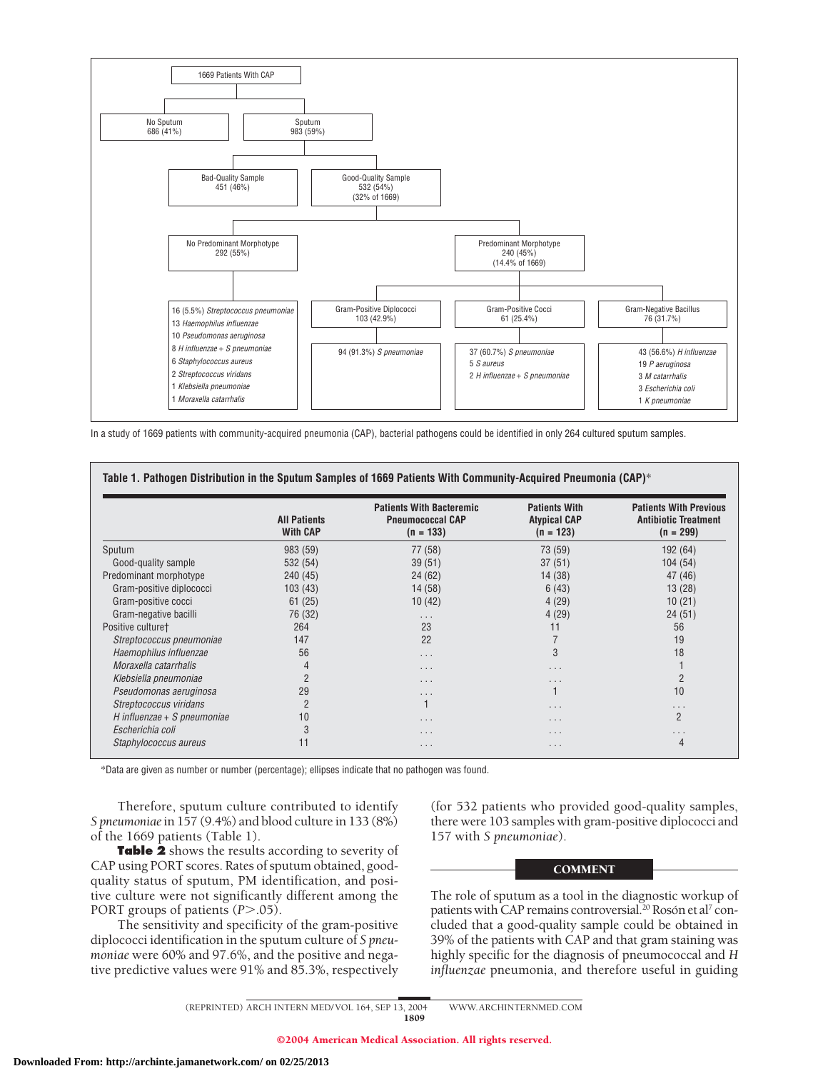- 1669 Patients With CAP
  - No Sputum 686 (41%)
  - Sputum 983 (59%)
    - Bad-Quality Sample 451 (46%)
    - Good-Quality Sample 532 (54%) (32% of 1669)
      - No Predominant Morphotype 292 (55%)
        - 16 (5.5%) *Streptococcus pneumoniae*
        - 13 *Haemophilus influenzae*
        - 10 *Pseudomonas aeruginosa*
        - 8 *H influenzae* + *S pneumoniae*
        - 6 *Staphylococcus aureus*
        - 2 *Streptococcus viridans*
        - 1 *Klebsiella pneumoniae*
        - 1 *Moraxella catarrhalis*
      - Predominant Morphotype 240 (45%) (14.4% of 1669)
        - Gram-Positive Diplococci 103 (42.9%)
          - 94 (91.3%) *S pneumoniae*
        - Gram-Positive Cocci 61 (25.4%)
          - 37 (60.7%) *S pneumoniae*
          - 5 *S aureus*
          - 2 *H influenzae* + *S pneumoniae*
        - Gram-Negative Bacillus 76 (31.7%)
          - 43 (56.6%) *H influenzae*
          - 19 *P aeruginosa*
          - 3 *M catarrhalis*
          - 3 *Escherichia coli*
          - 1 *K pneumoniae*

In a study of 1669 patients with community-acquired pneumonia (CAP), bacterial pathogens could be identified in only 264 cultured sputum samples.

**Table 1. Pathogen Distribution in the Sputum Samples of 1669 Patients With Community-Acquired Pneumonia (CAP)***

| | All Patients With CAP | Patients With Bacteremic Pneumococcal CAP (n = 133) | Patients With Atypical CAP (n = 123) | Patients With Previous Antibiotic Treatment (n = 299) |
|---|---|---|---|---|
| Sputum | 983 (59) | 77 (58) | 73 (59) | 192 (64) |
| Good-quality sample | 532 (54) | 39 (51) | 37 (51) | 104 (54) |
| Predominant morphotype | 240 (45) | 24 (62) | 14 (38) | 47 (46) |
| Gram-positive diplococci | 103 (43) | 14 (58) | 6 (43) | 13 (28) |
| Gram-positive cocci | 61 (25) | 10 (42) | 4 (29) | 10 (21) |
| Gram-negative bacilli | 76 (32) | ... | 4 (29) | 24 (51) |
| Positive culture† | 264 | 23 | 11 | 56 |
| *Streptococcus pneumoniae* | 147 | 22 | 7 | 19 |
| *Haemophilus influenzae* | 56 | ... | 3 | 18 |
| *Moraxella catarrhalis* | 4 | ... | ... | 1 |
| *Klebsiella pneumoniae* | 2 | ... | ... | 2 |
| *Pseudomonas aeruginosa* | 29 | ... | 1 | 10 |
| *Streptococcus viridans* | 2 | 1 | ... | ... |
| *H influenzae* + *S pneumoniae* | 10 | ... | ... | 2 |
| *Escherichia coli* | 3 | ... | ... | ... |
| *Staphylococcus aureus* | 11 | ... | ... | 4 |

*Data are given as number or number (percentage); ellipses indicate that no pathogen was found.

Therefore, sputum culture contributed to identify *S pneumoniae* in 157 (9.4%) and blood culture in 133 (8%) of the 1669 patients (Table 1).

**Table 2** shows the results according to severity of CAP using PORT scores. Rates of sputum obtained, good-quality status of sputum, PM identification, and positive culture were not significantly different among the PORT groups of patients ($P > .05$).

The sensitivity and specificity of the gram-positive diplococci identification in the sputum culture of *S pneumoniae* were 60% and 97.6%, and the positive and negative predictive values were 91% and 85.3%, respectively (for 532 patients who provided good-quality samples, there were 103 samples with gram-positive diplococci and 157 with *S pneumoniae*).

## COMMENT

The role of sputum as a tool in the diagnostic workup of patients with CAP remains controversial.[20] Rosón et al[7] concluded that a good-quality sample could be obtained in 39% of the patients with CAP and that gram staining was highly specific for the diagnosis of pneumococcal and *H influenzae* pneumonia, and therefore useful in guiding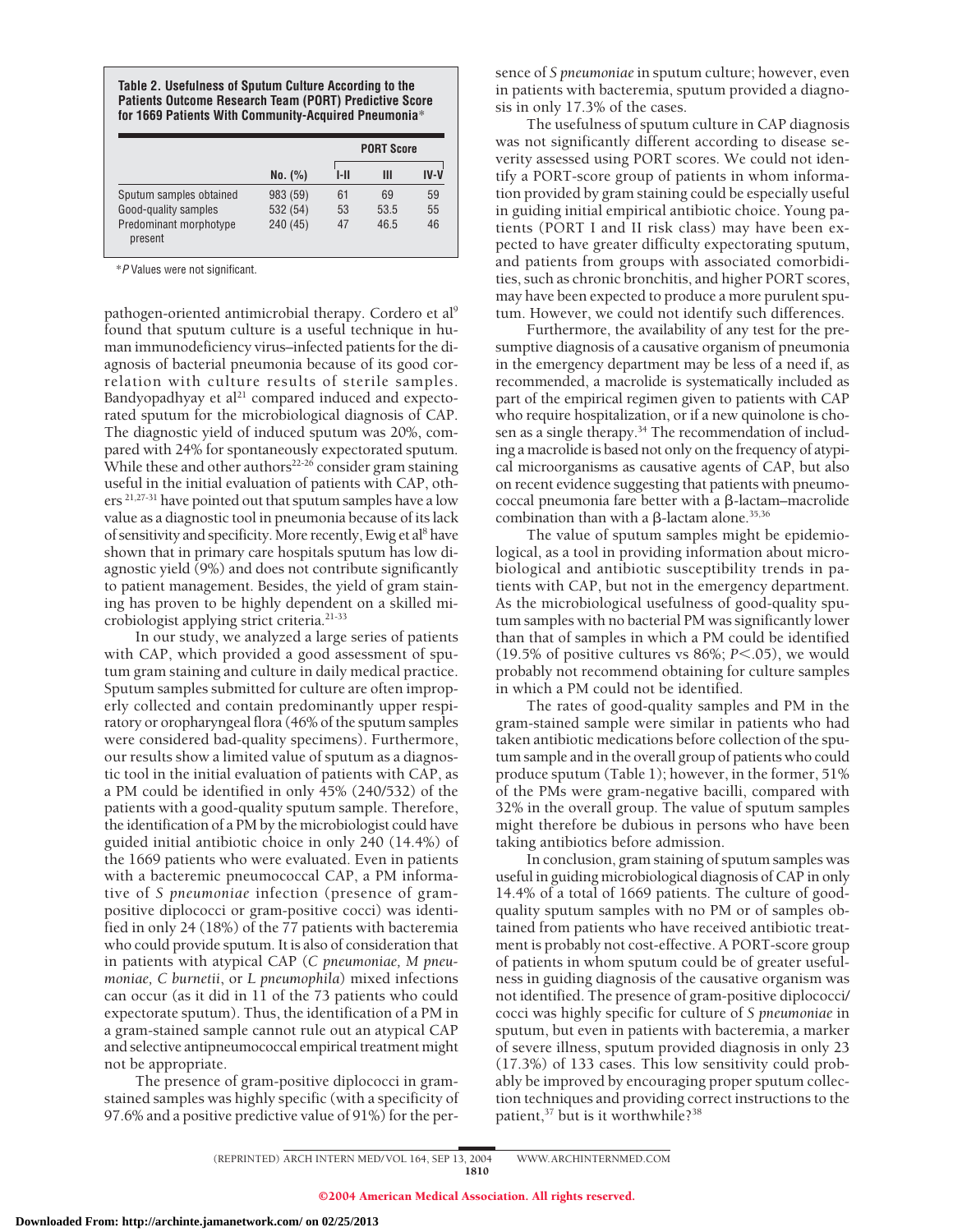**Table 2. Usefulness of Sputum Culture According to the Patients Outcome Research Team (PORT) Predictive Score for 1669 Patients With Community-Acquired Pneumonia***

| | No. (%) | PORT Score | | |
|---|---|---|---|---|
| | | I-II | III | IV-V |
| Sputum samples obtained | 983 (59) | 61 | 69 | 59 |
| Good-quality samples | 532 (54) | 53 | 53.5 | 55 |
| Predominant morphotype present | 240 (45) | 47 | 46.5 | 46 |

*$P$ Values were not significant.

pathogen-oriented antimicrobial therapy. Cordero et al[9] found that sputum culture is a useful technique in human immunodeficiency virus–infected patients for the diagnosis of bacterial pneumonia because of its good correlation with culture results of sterile samples. Bandyopadhyay et al[21] compared induced and expectorated sputum for the microbiological diagnosis of CAP. The diagnostic yield of induced sputum was 20%, compared with 24% for spontaneously expectorated sputum. While these and other authors[22-26] consider gram staining useful in the initial evaluation of patients with CAP, others[21,27-31] have pointed out that sputum samples have a low value as a diagnostic tool in pneumonia because of its lack of sensitivity and specificity. More recently, Ewig et al[8] have shown that in primary care hospitals sputum has low diagnostic yield (9%) and does not contribute significantly to patient management. Besides, the yield of gram staining has proven to be highly dependent on a skilled microbiologist applying strict criteria.[21-33]

In our study, we analyzed a large series of patients with CAP, which provided a good assessment of sputum gram staining and culture in daily medical practice. Sputum samples submitted for culture are often improperly collected and contain predominantly upper respiratory or oropharyngeal flora (46% of the sputum samples were considered bad-quality specimens). Furthermore, our results show a limited value of sputum as a diagnostic tool in the initial evaluation of patients with CAP, as a PM could be identified in only 45% (240/532) of the patients with a good-quality sputum sample. Therefore, the identification of a PM by the microbiologist could have guided initial antibiotic choice in only 240 (14.4%) of the 1669 patients who were evaluated. Even in patients with a bacteremic pneumococcal CAP, a PM informative of *S pneumoniae* infection (presence of gram-positive diplococci or gram-positive cocci) was identified in only 24 (18%) of the 77 patients with bacteremia who could provide sputum. It is also of consideration that in patients with atypical CAP (*C pneumoniae, M pneumoniae, C burnetii*, or *L pneumophila*) mixed infections can occur (as it did in 11 of the 73 patients who could expectorate sputum). Thus, the identification of a PM in a gram-stained sample cannot rule out an atypical CAP and selective antipneumococcal empirical treatment might not be appropriate.

The presence of gram-positive diplococci in gram-stained samples was highly specific (with a specificity of 97.6% and a positive predictive value of 91%) for the presence of *S pneumoniae* in sputum culture; however, even in patients with bacteremia, sputum provided a diagnosis in only 17.3% of the cases.

The usefulness of sputum culture in CAP diagnosis was not significantly different according to disease severity assessed using PORT scores. We could not identify a PORT-score group of patients in whom information provided by gram staining could be especially useful in guiding initial empirical antibiotic choice. Young patients (PORT I and II risk class) may have been expected to have greater difficulty expectorating sputum, and patients from groups with associated comorbidities, such as chronic bronchitis, and higher PORT scores, may have been expected to produce a more purulent sputum. However, we could not identify such differences.

Furthermore, the availability of any test for the presumptive diagnosis of a causative organism of pneumonia in the emergency department may be less of a need if, as recommended, a macrolide is systematically included as part of the empirical regimen given to patients with CAP who require hospitalization, or if a new quinolone is chosen as a single therapy.[34] The recommendation of including a macrolide is based not only on the frequency of atypical microorganisms as causative agents of CAP, but also on recent evidence suggesting that patients with pneumococcal pneumonia fare better with a β-lactam–macrolide combination than with a β-lactam alone.[35,36]

The value of sputum samples might be epidemiological, as a tool in providing information about microbiological and antibiotic susceptibility trends in patients with CAP, but not in the emergency department. As the microbiological usefulness of good-quality sputum samples with no bacterial PM was significantly lower than that of samples in which a PM could be identified (19.5% of positive cultures vs 86%; $P<.05$), we would probably not recommend obtaining for culture samples in which a PM could not be identified.

The rates of good-quality samples and PM in the gram-stained sample were similar in patients who had taken antibiotic medications before collection of the sputum sample and in the overall group of patients who could produce sputum (Table 1); however, in the former, 51% of the PMs were gram-negative bacilli, compared with 32% in the overall group. The value of sputum samples might therefore be dubious in persons who have been taking antibiotics before admission.

In conclusion, gram staining of sputum samples was useful in guiding microbiological diagnosis of CAP in only 14.4% of a total of 1669 patients. The culture of good-quality sputum samples with no PM or of samples obtained from patients who have received antibiotic treatment is probably not cost-effective. A PORT-score group of patients in whom sputum could be of greater usefulness in guiding diagnosis of the causative organism was not identified. The presence of gram-positive diplococci/cocci was highly specific for culture of *S pneumoniae* in sputum, but even in patients with bacteremia, a marker of severe illness, sputum provided diagnosis in only 23 (17.3%) of 133 cases. This low sensitivity could probably be improved by encouraging proper sputum collection techniques and providing correct instructions to the patient,[37] but is it worthwhile?[38]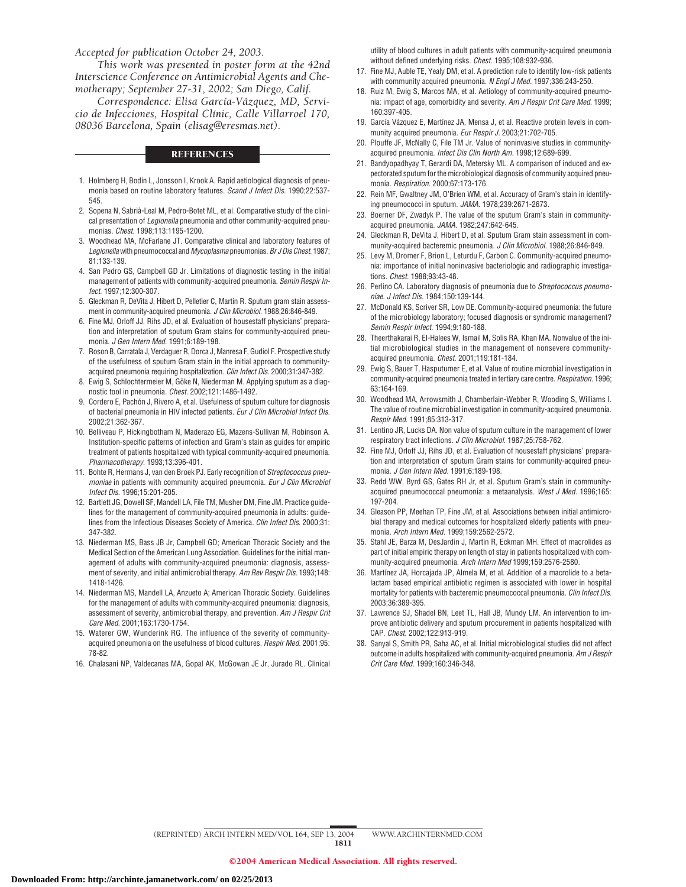*Accepted for publication October 24, 2003.*

*This work was presented in poster form at the 42nd Interscience Conference on Antimicrobial Agents and Chemotherapy; September 27-31, 2002; San Diego, Calif.*

*Correspondence: Elisa García-Vázquez, MD, Servicio de Infecciones, Hospital Clínic, Calle Villarroel 170, 08036 Barcelona, Spain (elisag@eresmas.net).*

## REFERENCES

1. Holmberg H, Bodin L, Jonsson I, Krook A. Rapid aetiological diagnosis of pneumonia based on routine laboratory features. *Scand J Infect Dis.* 1990;22:537-545.
2. Sopena N, Sabrià-Leal M, Pedro-Botet ML, et al. Comparative study of the clinical presentation of *Legionella* pneumonia and other community-acquired pneumonias. *Chest.* 1998;113:1195-1200.
3. Woodhead MA, McFarlane JT. Comparative clinical and laboratory features of *Legionella* with pneumococcal and *Mycoplasma* pneumonias. *Br J Dis Chest.* 1987;81:133-139.
4. San Pedro GS, Campbell GD Jr. Limitations of diagnostic testing in the initial management of patients with community-acquired pneumonia. *Semin Respir Infect.* 1997;12:300-307.
5. Gleckman R, DeVita J, Hibert D, Pelletier C, Martín R. Sputum gram stain assessment in community-acquired pneumonia. *J Clin Microbiol.* 1988;26:846-849.
6. Fine MJ, Orloff JJ, Rihs JD, et al. Evaluation of housestaff physicians' preparation and interpretation of sputum Gram stains for community-acquired pneumonia. *J Gen Intern Med.* 1991;6:189-198.
7. Roson B, Carratala J, Verdaguer R, Dorca J, Manresa F, Gudiol F. Prospective study of the usefulness of sputum Gram stain in the initial approach to community-acquired pneumonia requiring hospitalization. *Clin Infect Dis.* 2000;31:347-382.
8. Ewig S, Schlochtermeier M, Göke N, Niederman M. Applying sputum as a diagnostic tool in pneumonia. *Chest.* 2002;121:1486-1492.
9. Cordero E, Pachón J, Rivero A, et al. Usefulness of sputum culture for diagnosis of bacterial pneumonia in HIV infected patients. *Eur J Clin Microbiol Infect Dis.* 2002;21:362-367.
10. Belliveau P, Hickingbotham N, Maderazo EG, Mazens-Sullivan M, Robinson A. Institution-specific patterns of infection and Gram's stain as guides for empiric treatment of patients hospitalized with typical community-acquired pneumonia. *Pharmacotherapy.* 1993;13:396-401.
11. Bohte R, Hermans J, van den Broek PJ. Early recognition of *Streptococcus pneumoniae* in patients with community acquired pneumonia. *Eur J Clin Microbiol Infect Dis.* 1996;15:201-205.
12. Bartlett JG, Dowell SF, Mandell LA, File TM, Musher DM, Fine JM. Practice guidelines for the management of community-acquired pneumonia in adults: guidelines from the Infectious Diseases Society of America. *Clin Infect Dis.* 2000;31:347-382.
13. Niederman MS, Bass JB Jr, Campbell GD; American Thoracic Society and the Medical Section of the American Lung Association. Guidelines for the initial management of adults with community-acquired pneumonia: diagnosis, assessment of severity, and initial antimicrobial therapy. *Am Rev Respir Dis.* 1993;148:1418-1426.
14. Niederman MS, Mandell LA, Anzueto A; American Thoracic Society. Guidelines for the management of adults with community-acquired pneumonia: diagnosis, assessment of severity, antimicrobial therapy, and prevention. *Am J Respir Crit Care Med.* 2001;163:1730-1754.
15. Waterer GW, Wunderink RG. The influence of the severity of community-acquired pneumonia on the usefulness of blood cultures. *Respir Med.* 2001;95:78-82.
16. Chalasani NP, Valdecanas MA, Gopal AK, McGowan JE Jr, Jurado RL. Clinical utility of blood cultures in adult patients with community-acquired pneumonia without defined underlying risks. *Chest.* 1995;108:932-936.
17. Fine MJ, Auble TE, Yealy DM, et al. A prediction rule to identify low-risk patients with community acquired pneumonia. *N Engl J Med.* 1997;336:243-250.
18. Ruiz M, Ewig S, Marcos MA, et al. Aetiology of community-acquired pneumonia: impact of age, comorbidity and severity. *Am J Respir Crit Care Med.* 1999;160:397-405.
19. García Vázquez E, Martínez JA, Mensa J, et al. Reactive protein levels in community acquired pneumonia. *Eur Respir J.* 2003;21:702-705.
20. Plouffe JF, McNally C, File TM Jr. Value of noninvasive studies in community-acquired pneumonia. *Infect Dis Clin North Am.* 1998;12:689-699.
21. Bandyopadhyay T, Gerardi DA, Metersky ML. A comparison of induced and expectorated sputum for the microbiological diagnosis of community acquired pneumonia. *Respiration.* 2000;67:173-176.
22. Rein MF, Gwaltney JM, O'Brien WM, et al. Accuracy of Gram's stain in identifying pneumococci in sputum. *JAMA.* 1978;239:2671-2673.
23. Boerner DF, Zwadyk P. The value of the sputum Gram's stain in community-acquired pneumonia. *JAMA.* 1982;247:642-645.
24. Gleckman R, DeVita J, Hibert D, et al. Sputum Gram stain assessment in community-acquired bacteremic pneumonia. *J Clin Microbiol.* 1988;26:846-849.
25. Levy M, Dromer F, Brion L, Leturdu F, Carbon C. Community-acquired pneumonia: importance of initial noninvasive bacteriologic and radiographic investigations. *Chest.* 1988;93:43-48.
26. Perlino CA. Laboratory diagnosis of pneumonia due to *Streptococcus pneumoniae*. *J Infect Dis.* 1984;150:139-144.
27. McDonald KS, Scriver SR, Low DE. Community-acquired pneumonia: the future of the microbiology laboratory; focused diagnosis or syndromic management? *Semin Respir Infect.* 1994;9:180-188.
28. Theerthakarai R, El-Halees W, Ismail M, Solis RA, Khan MA. Nonvalue of the initial microbiological studies in the management of nonsevere community-acquired pneumonia. *Chest.* 2001;119:181-184.
29. Ewig S, Bauer T, Hasputumer E, et al. Value of routine microbial investigation in community-acquired pneumonia treated in tertiary care centre. *Respiration.* 1996;63:164-169.
30. Woodhead MA, Arrowsmith J, Chamberlain-Webber R, Wooding S, Williams I. The value of routine microbial investigation in community-acquired pneumonia. *Respir Med.* 1991;85:313-317.
31. Lentino JR, Lucks DA. Non value of sputum culture in the management of lower respiratory tract infections. *J Clin Microbiol.* 1987;25:758-762.
32. Fine MJ, Orloff JJ, Rihs JD, et al. Evaluation of housestaff physicians' preparation and interpretation of sputum Gram stains for community-acquired pneumonia. *J Gen Intern Med.* 1991;6:189-198.
33. Redd WW, Byrd GS, Gates RH Jr, et al. Sputum Gram's stain in community-acquired pneumococcal pneumonia: a metaanalysis. *West J Med.* 1996;165:197-204.
34. Gleason PP, Meehan TP, Fine JM, et al. Associations between initial antimicrobial therapy and medical outcomes for hospitalized elderly patients with pneumonia. *Arch Intern Med.* 1999;159:2562-2572.
35. Stahl JE, Barza M, DesJardin J, Martin R, Eckman MH. Effect of macrolides as part of initial empiric therapy on length of stay in patients hospitalized with community-acquired pneumonia. *Arch Intern Med* 1999;159:2576-2580.
36. Martínez JA, Horcajada JP, Almela M, et al. Addition of a macrolide to a beta-lactam based empirical antibiotic regimen is associated with lower in hospital mortality for patients with bacteremic pneumococcal pneumonia. *Clin Infect Dis.* 2003;36:389-395.
37. Lawrence SJ, Shadel BN, Leet TL, Hall JB, Mundy LM. An intervention to improve antibiotic delivery and sputum procurement in patients hospitalized with CAP. *Chest.* 2002;122:913-919.
38. Sanyal S, Smith PR, Saha AC, et al. Initial microbiologic studies did not affect outcome in adults hospitalized with community-acquired pneumonia. *Am J Respir Crit Care Med.* 1999;160:346-348.